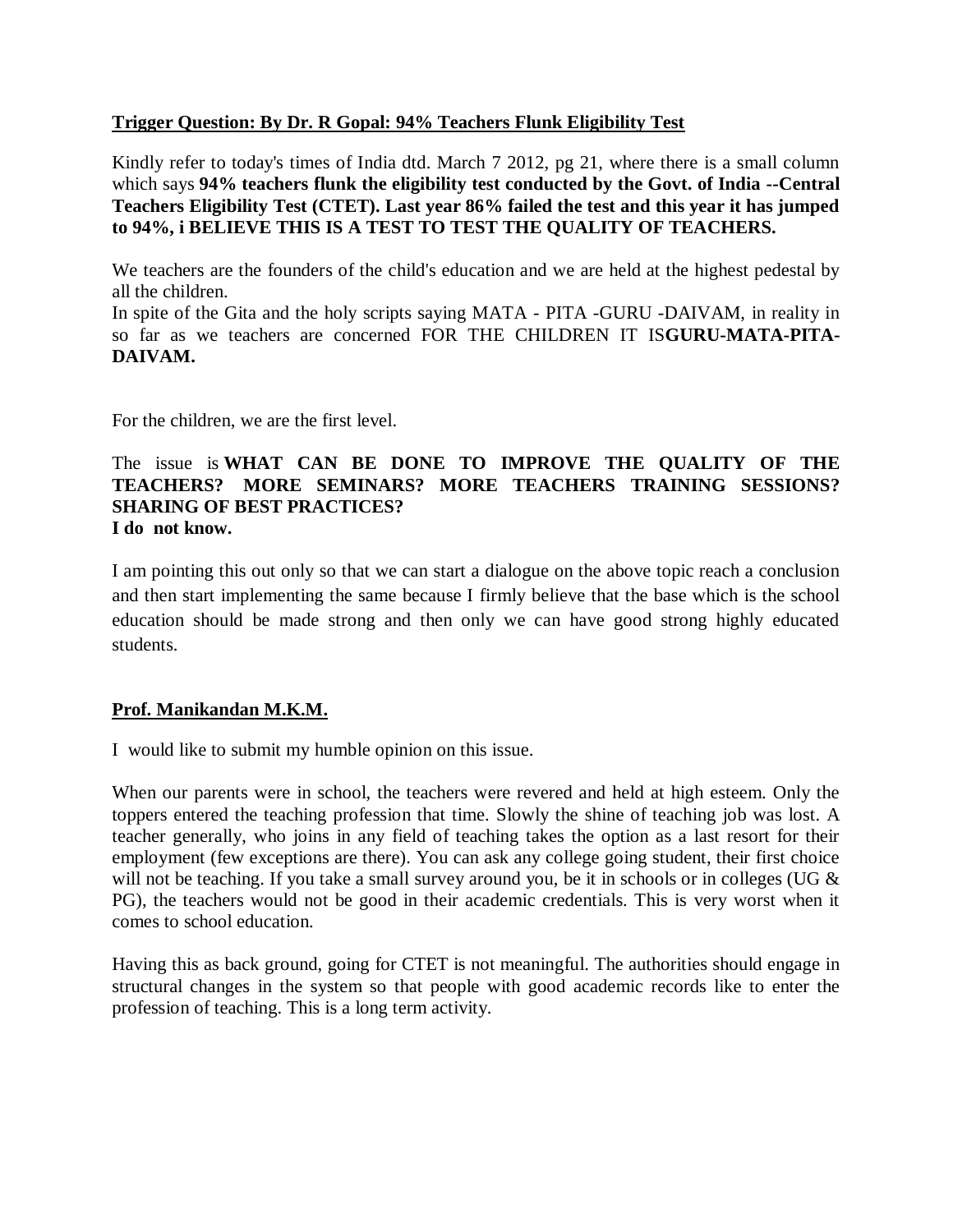**Trigger Question: By Dr. R Gopal: 94% Teachers Flunk Eligibility Test**

Kindly refer to today's times of India dtd. March 7 2012, pg 21, where there is a small column which says **94% teachers flunk the eligibility test conducted by the Govt. of India --Central Teachers Eligibility Test (CTET). Last year 86% failed the test and this year it has jumped to 94%, i BELIEVE THIS IS A TEST TO TEST THE QUALITY OF TEACHERS.**

We teachers are the founders of the child's education and we are held at the highest pedestal by all the children.

In spite of the Gita and the holy scripts saying MATA - PITA -GURU -DAIVAM, in reality in so far as we teachers are concerned FOR THE CHILDREN IT IS**GURU-MATA-PITA-DAIVAM.**

For the children, we are the first level.

The issue is **WHAT CAN BE DONE TO IMPROVE THE QUALITY OF THE TEACHERS? MORE SEMINARS? MORE TEACHERS TRAINING SESSIONS? SHARING OF BEST PRACTICES?**
**I do not know.**

I am pointing this out only so that we can start a dialogue on the above topic reach a conclusion and then start implementing the same because I firmly believe that the base which is the school education should be made strong and then only we can have good strong highly educated students.

**Prof. Manikandan M.K.M.**

I would like to submit my humble opinion on this issue.

When our parents were in school, the teachers were revered and held at high esteem. Only the toppers entered the teaching profession that time. Slowly the shine of teaching job was lost. A teacher generally, who joins in any field of teaching takes the option as a last resort for their employment (few exceptions are there). You can ask any college going student, their first choice will not be teaching. If you take a small survey around you, be it in schools or in colleges (UG & PG), the teachers would not be good in their academic credentials. This is very worst when it comes to school education.

Having this as back ground, going for CTET is not meaningful. The authorities should engage in structural changes in the system so that people with good academic records like to enter the profession of teaching. This is a long term activity.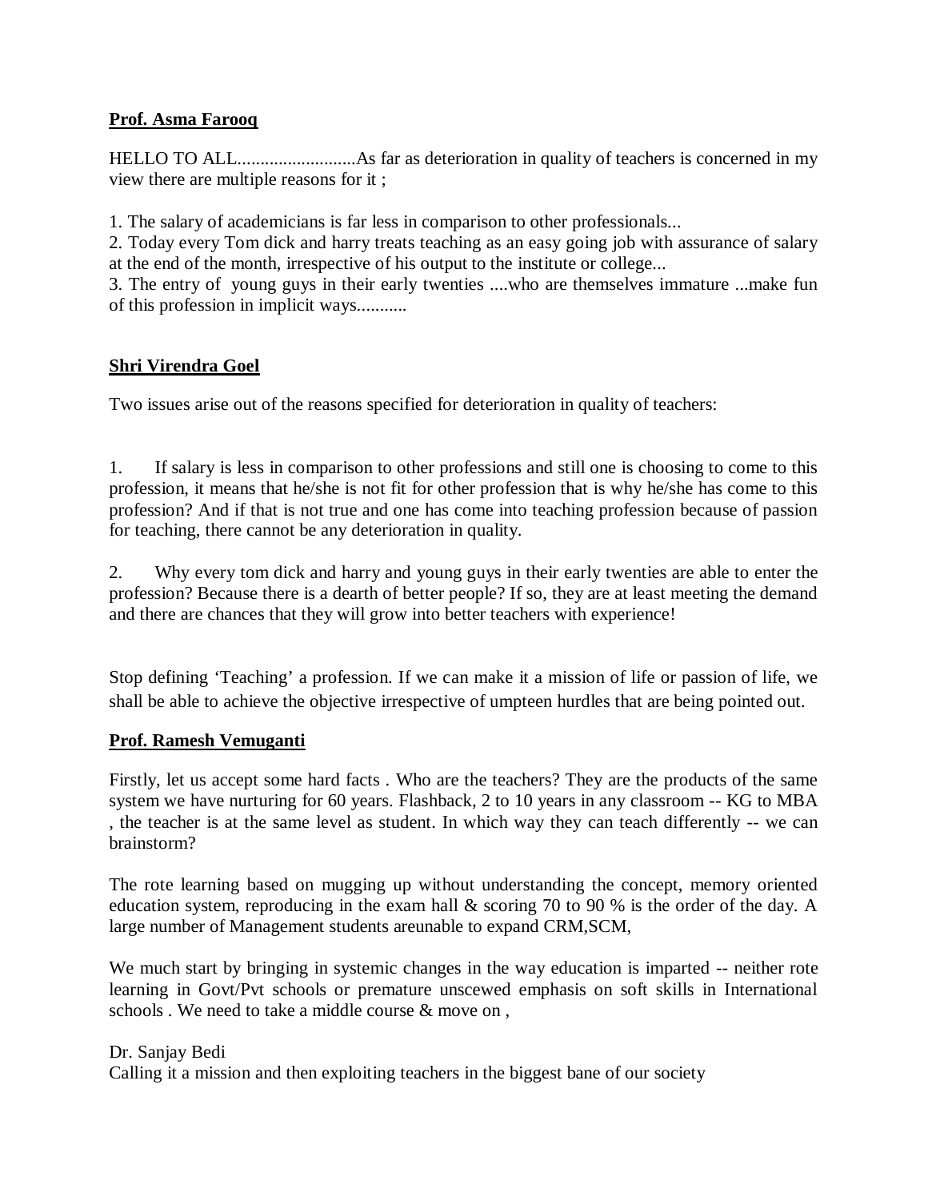**Prof. Asma Farooq**

HELLO TO ALL..........................As far as deterioration in quality of teachers is concerned in my view there are multiple reasons for it ;

1. The salary of academicians is far less in comparison to other professionals...
2. Today every Tom dick and harry treats teaching as an easy going job with assurance of salary at the end of the month, irrespective of his output to the institute or college...
3. The entry of young guys in their early twenties ....who are themselves immature ...make fun of this profession in implicit ways...........

**Shri Virendra Goel**

Two issues arise out of the reasons specified for deterioration in quality of teachers:

1. If salary is less in comparison to other professions and still one is choosing to come to this profession, it means that he/she is not fit for other profession that is why he/she has come to this profession? And if that is not true and one has come into teaching profession because of passion for teaching, there cannot be any deterioration in quality.

2. Why every tom dick and harry and young guys in their early twenties are able to enter the profession? Because there is a dearth of better people? If so, they are at least meeting the demand and there are chances that they will grow into better teachers with experience!

Stop defining 'Teaching' a profession. If we can make it a mission of life or passion of life, we shall be able to achieve the objective irrespective of umpteen hurdles that are being pointed out.

**Prof. Ramesh Vemuganti**

Firstly, let us accept some hard facts . Who are the teachers? They are the products of the same system we have nurturing for 60 years. Flashback, 2 to 10 years in any classroom -- KG to MBA , the teacher is at the same level as student. In which way they can teach differently -- we can brainstorm?

The rote learning based on mugging up without understanding the concept, memory oriented education system, reproducing in the exam hall & scoring 70 to 90 % is the order of the day. A large number of Management students areunable to expand CRM,SCM,

We much start by bringing in systemic changes in the way education is imparted -- neither rote learning in Govt/Pvt schools or premature unscewed emphasis on soft skills in International schools . We need to take a middle course & move on ,

Dr. Sanjay Bedi
Calling it a mission and then exploiting teachers in the biggest bane of our society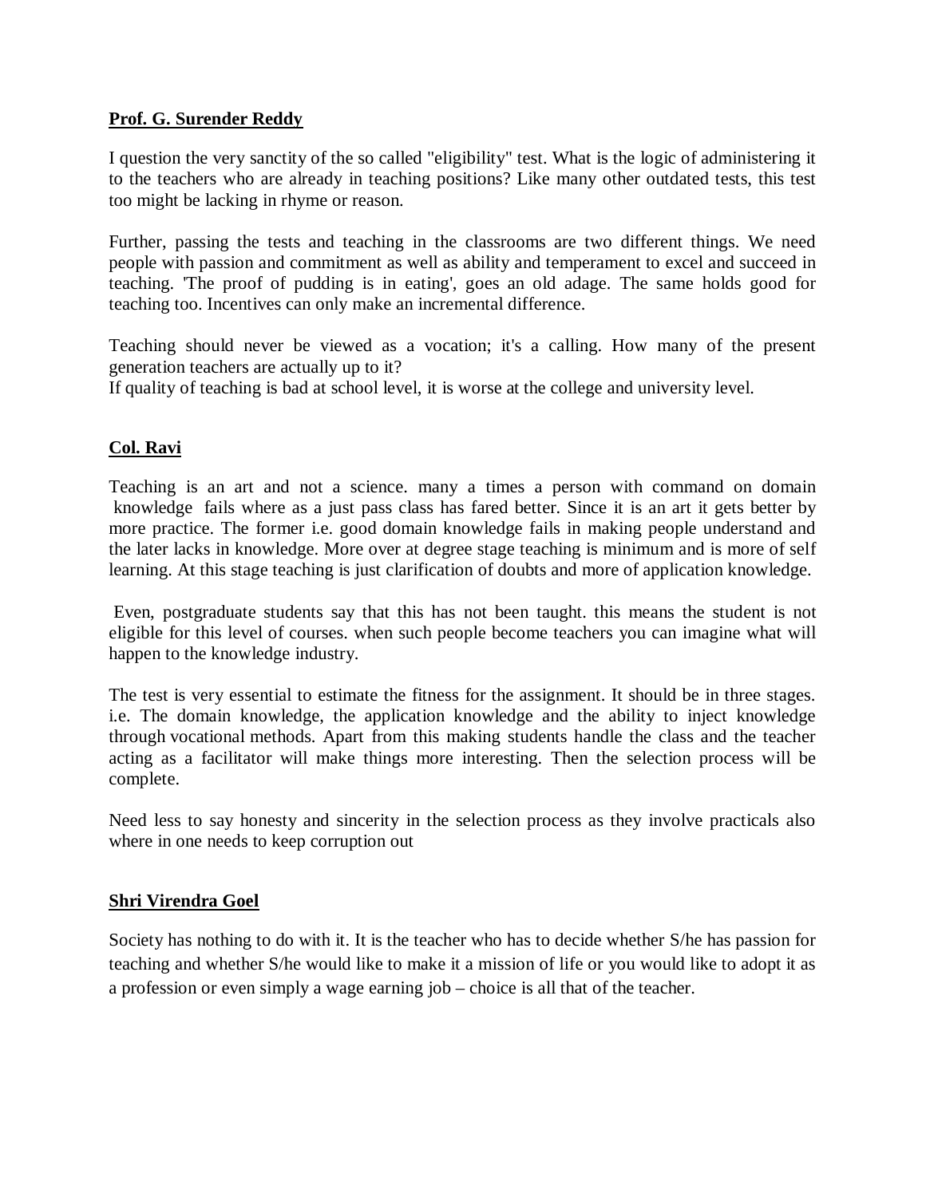**Prof. G. Surender Reddy**

I question the very sanctity of the so called "eligibility" test. What is the logic of administering it to the teachers who are already in teaching positions? Like many other outdated tests, this test too might be lacking in rhyme or reason.

Further, passing the tests and teaching in the classrooms are two different things. We need people with passion and commitment as well as ability and temperament to excel and succeed in teaching. 'The proof of pudding is in eating', goes an old adage. The same holds good for teaching too. Incentives can only make an incremental difference.

Teaching should never be viewed as a vocation; it's a calling. How many of the present generation teachers are actually up to it?
If quality of teaching is bad at school level, it is worse at the college and university level.

**Col. Ravi**

Teaching is an art and not a science. many a times a person with command on domain knowledge fails where as a just pass class has fared better. Since it is an art it gets better by more practice. The former i.e. good domain knowledge fails in making people understand and the later lacks in knowledge. More over at degree stage teaching is minimum and is more of self learning. At this stage teaching is just clarification of doubts and more of application knowledge.

Even, postgraduate students say that this has not been taught. this means the student is not eligible for this level of courses. when such people become teachers you can imagine what will happen to the knowledge industry.

The test is very essential to estimate the fitness for the assignment. It should be in three stages. i.e. The domain knowledge, the application knowledge and the ability to inject knowledge through vocational methods. Apart from this making students handle the class and the teacher acting as a facilitator will make things more interesting. Then the selection process will be complete.

Need less to say honesty and sincerity in the selection process as they involve practicals also where in one needs to keep corruption out

**Shri Virendra Goel**

Society has nothing to do with it. It is the teacher who has to decide whether S/he has passion for teaching and whether S/he would like to make it a mission of life or you would like to adopt it as a profession or even simply a wage earning job – choice is all that of the teacher.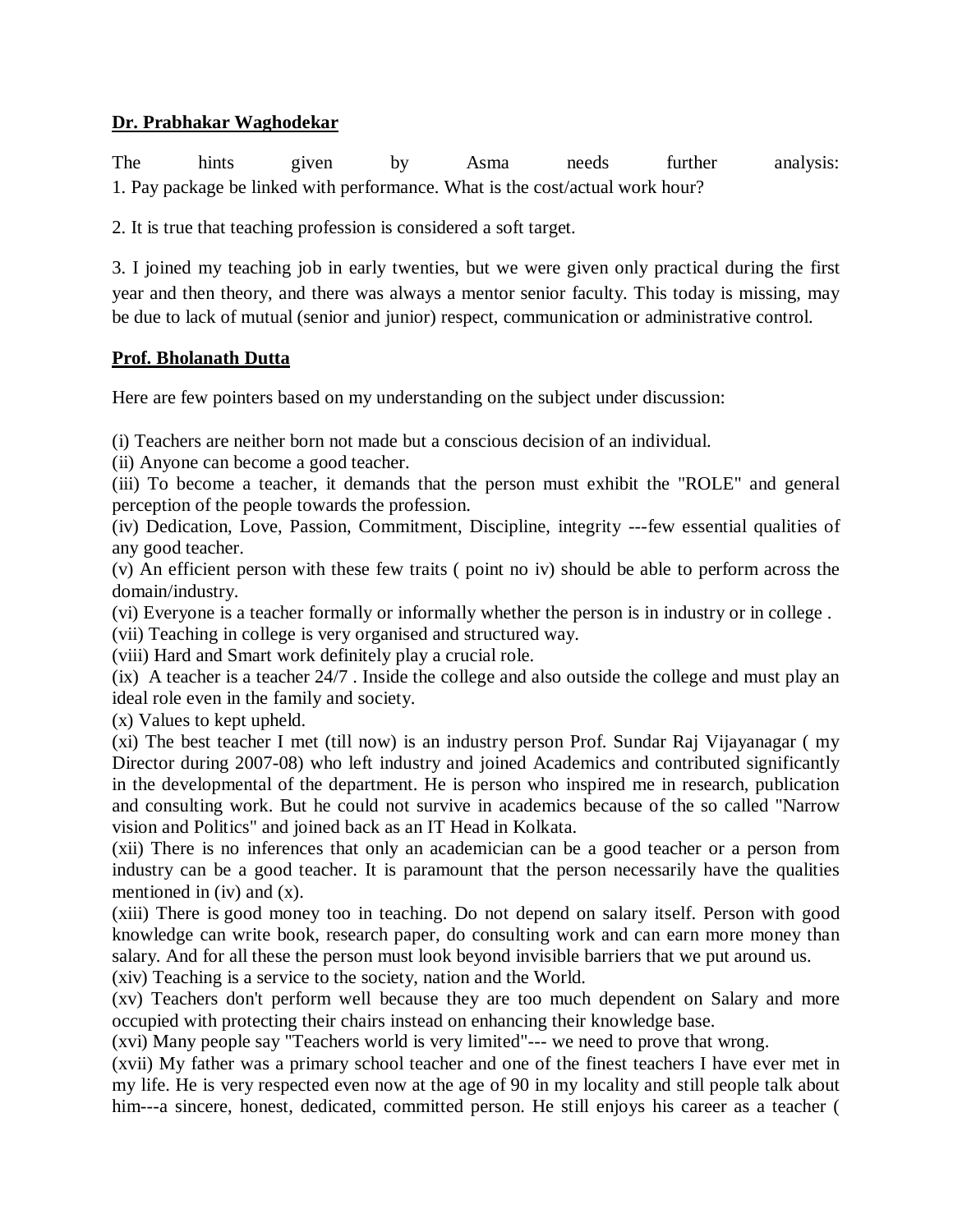**Dr. Prabhakar Waghodekar**

The hints given by Asma needs further analysis:
1. Pay package be linked with performance. What is the cost/actual work hour?

2. It is true that teaching profession is considered a soft target.

3. I joined my teaching job in early twenties, but we were given only practical during the first year and then theory, and there was always a mentor senior faculty. This today is missing, may be due to lack of mutual (senior and junior) respect, communication or administrative control.

**Prof. Bholanath Dutta**

Here are few pointers based on my understanding on the subject under discussion:

(i) Teachers are neither born not made but a conscious decision of an individual.
(ii) Anyone can become a good teacher.
(iii) To become a teacher, it demands that the person must exhibit the "ROLE" and general perception of the people towards the profession.
(iv) Dedication, Love, Passion, Commitment, Discipline, integrity ---few essential qualities of any good teacher.
(v) An efficient person with these few traits ( point no iv) should be able to perform across the domain/industry.
(vi) Everyone is a teacher formally or informally whether the person is in industry or in college .
(vii) Teaching in college is very organised and structured way.
(viii) Hard and Smart work definitely play a crucial role.
(ix) A teacher is a teacher 24/7 . Inside the college and also outside the college and must play an ideal role even in the family and society.
(x) Values to kept upheld.
(xi) The best teacher I met (till now) is an industry person Prof. Sundar Raj Vijayanagar ( my Director during 2007-08) who left industry and joined Academics and contributed significantly in the developmental of the department. He is person who inspired me in research, publication and consulting work. But he could not survive in academics because of the so called "Narrow vision and Politics" and joined back as an IT Head in Kolkata.
(xii) There is no inferences that only an academician can be a good teacher or a person from industry can be a good teacher. It is paramount that the person necessarily have the qualities mentioned in (iv) and (x).
(xiii) There is good money too in teaching. Do not depend on salary itself. Person with good knowledge can write book, research paper, do consulting work and can earn more money than salary. And for all these the person must look beyond invisible barriers that we put around us.
(xiv) Teaching is a service to the society, nation and the World.
(xv) Teachers don't perform well because they are too much dependent on Salary and more occupied with protecting their chairs instead on enhancing their knowledge base.
(xvi) Many people say "Teachers world is very limited"--- we need to prove that wrong.
(xvii) My father was a primary school teacher and one of the finest teachers I have ever met in my life. He is very respected even now at the age of 90 in my locality and still people talk about him---a sincere, honest, dedicated, committed person. He still enjoys his career as a teacher (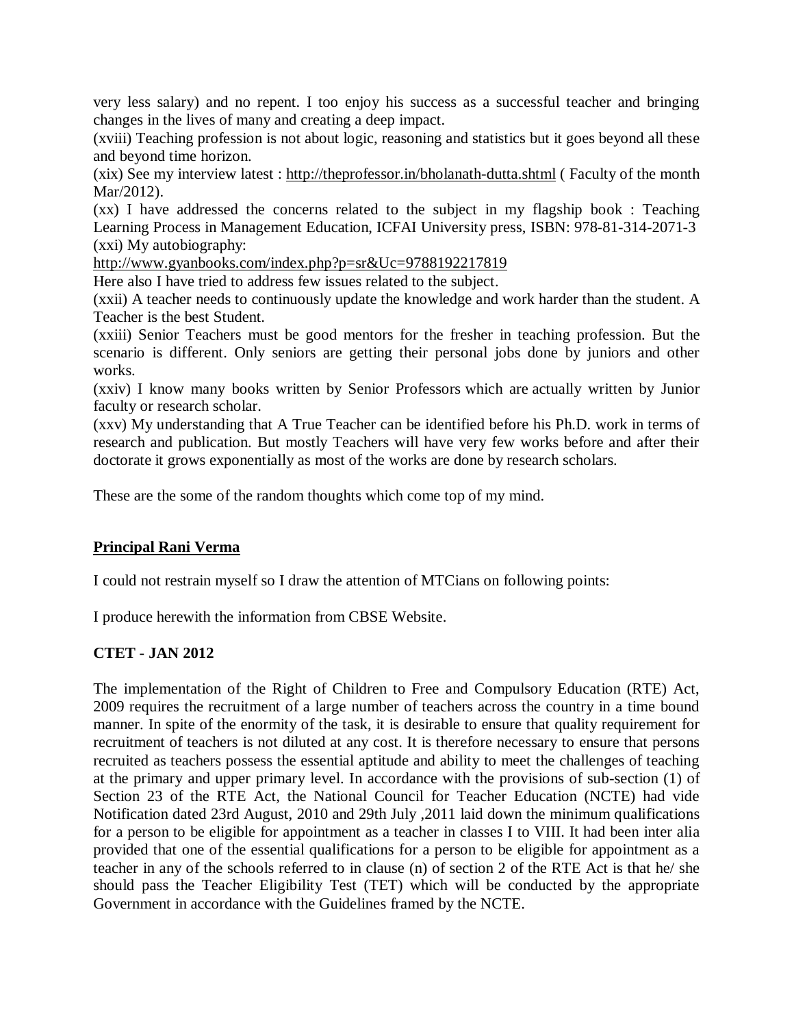very less salary) and no repent. I too enjoy his success as a successful teacher and bringing changes in the lives of many and creating a deep impact.

(xviii) Teaching profession is not about logic, reasoning and statistics but it goes beyond all these and beyond time horizon.

(xix) See my interview latest : http://theprofessor.in/bholanath-dutta.shtml ( Faculty of the month Mar/2012).

(xx) I have addressed the concerns related to the subject in my flagship book : Teaching Learning Process in Management Education, ICFAI University press, ISBN: 978-81-314-2071-3

(xxi) My autobiography:
http://www.gyanbooks.com/index.php?p=sr&Uc=9788192217819
Here also I have tried to address few issues related to the subject.

(xxii) A teacher needs to continuously update the knowledge and work harder than the student. A Teacher is the best Student.

(xxiii) Senior Teachers must be good mentors for the fresher in teaching profession. But the scenario is different. Only seniors are getting their personal jobs done by juniors and other works.

(xxiv) I know many books written by Senior Professors which are actually written by Junior faculty or research scholar.

(xxv) My understanding that A True Teacher can be identified before his Ph.D. work in terms of research and publication. But mostly Teachers will have very few works before and after their doctorate it grows exponentially as most of the works are done by research scholars.

These are the some of the random thoughts which come top of my mind.

**Principal Rani Verma**

I could not restrain myself so I draw the attention of MTCians on following points:

I produce herewith the information from CBSE Website.

**CTET - JAN 2012**

The implementation of the Right of Children to Free and Compulsory Education (RTE) Act, 2009 requires the recruitment of a large number of teachers across the country in a time bound manner. In spite of the enormity of the task, it is desirable to ensure that quality requirement for recruitment of teachers is not diluted at any cost. It is therefore necessary to ensure that persons recruited as teachers possess the essential aptitude and ability to meet the challenges of teaching at the primary and upper primary level. In accordance with the provisions of sub-section (1) of Section 23 of the RTE Act, the National Council for Teacher Education (NCTE) had vide Notification dated 23rd August, 2010 and 29th July ,2011 laid down the minimum qualifications for a person to be eligible for appointment as a teacher in classes I to VIII. It had been inter alia provided that one of the essential qualifications for a person to be eligible for appointment as a teacher in any of the schools referred to in clause (n) of section 2 of the RTE Act is that he/ she should pass the Teacher Eligibility Test (TET) which will be conducted by the appropriate Government in accordance with the Guidelines framed by the NCTE.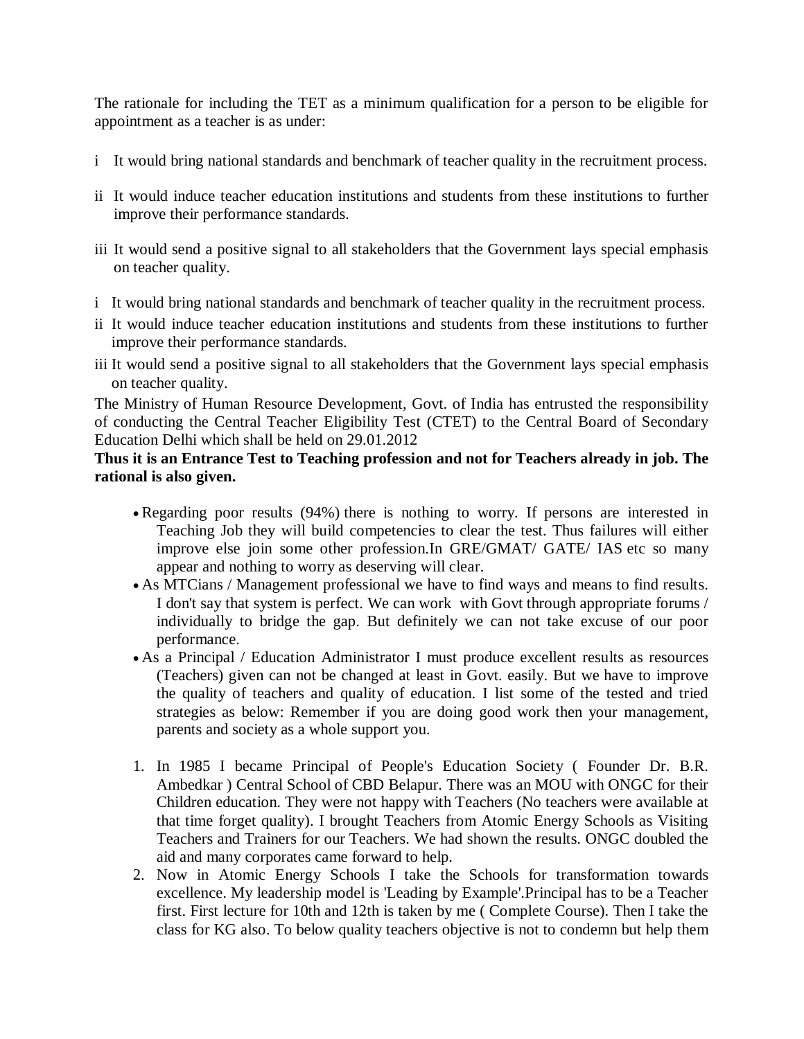The rationale for including the TET as a minimum qualification for a person to be eligible for appointment as a teacher is as under:

i It would bring national standards and benchmark of teacher quality in the recruitment process.

ii It would induce teacher education institutions and students from these institutions to further improve their performance standards.

iii It would send a positive signal to all stakeholders that the Government lays special emphasis on teacher quality.

i It would bring national standards and benchmark of teacher quality in the recruitment process.

ii It would induce teacher education institutions and students from these institutions to further improve their performance standards.

iii It would send a positive signal to all stakeholders that the Government lays special emphasis on teacher quality.

The Ministry of Human Resource Development, Govt. of India has entrusted the responsibility of conducting the Central Teacher Eligibility Test (CTET) to the Central Board of Secondary Education Delhi which shall be held on 29.01.2012

**Thus it is an Entrance Test to Teaching profession and not for Teachers already in job. The rational is also given.**

- Regarding poor results (94%) there is nothing to worry. If persons are interested in Teaching Job they will build competencies to clear the test. Thus failures will either improve else join some other profession.In GRE/GMAT/ GATE/ IAS etc so many appear and nothing to worry as deserving will clear.
- As MTCians / Management professional we have to find ways and means to find results. I don't say that system is perfect. We can work with Govt through appropriate forums / individually to bridge the gap. But definitely we can not take excuse of our poor performance.
- As a Principal / Education Administrator I must produce excellent results as resources (Teachers) given can not be changed at least in Govt. easily. But we have to improve the quality of teachers and quality of education. I list some of the tested and tried strategies as below: Remember if you are doing good work then your management, parents and society as a whole support you.

1. In 1985 I became Principal of People's Education Society ( Founder Dr. B.R. Ambedkar ) Central School of CBD Belapur. There was an MOU with ONGC for their Children education. They were not happy with Teachers (No teachers were available at that time forget quality). I brought Teachers from Atomic Energy Schools as Visiting Teachers and Trainers for our Teachers. We had shown the results. ONGC doubled the aid and many corporates came forward to help.
2. Now in Atomic Energy Schools I take the Schools for transformation towards excellence. My leadership model is 'Leading by Example'.Principal has to be a Teacher first. First lecture for 10th and 12th is taken by me ( Complete Course). Then I take the class for KG also. To below quality teachers objective is not to condemn but help them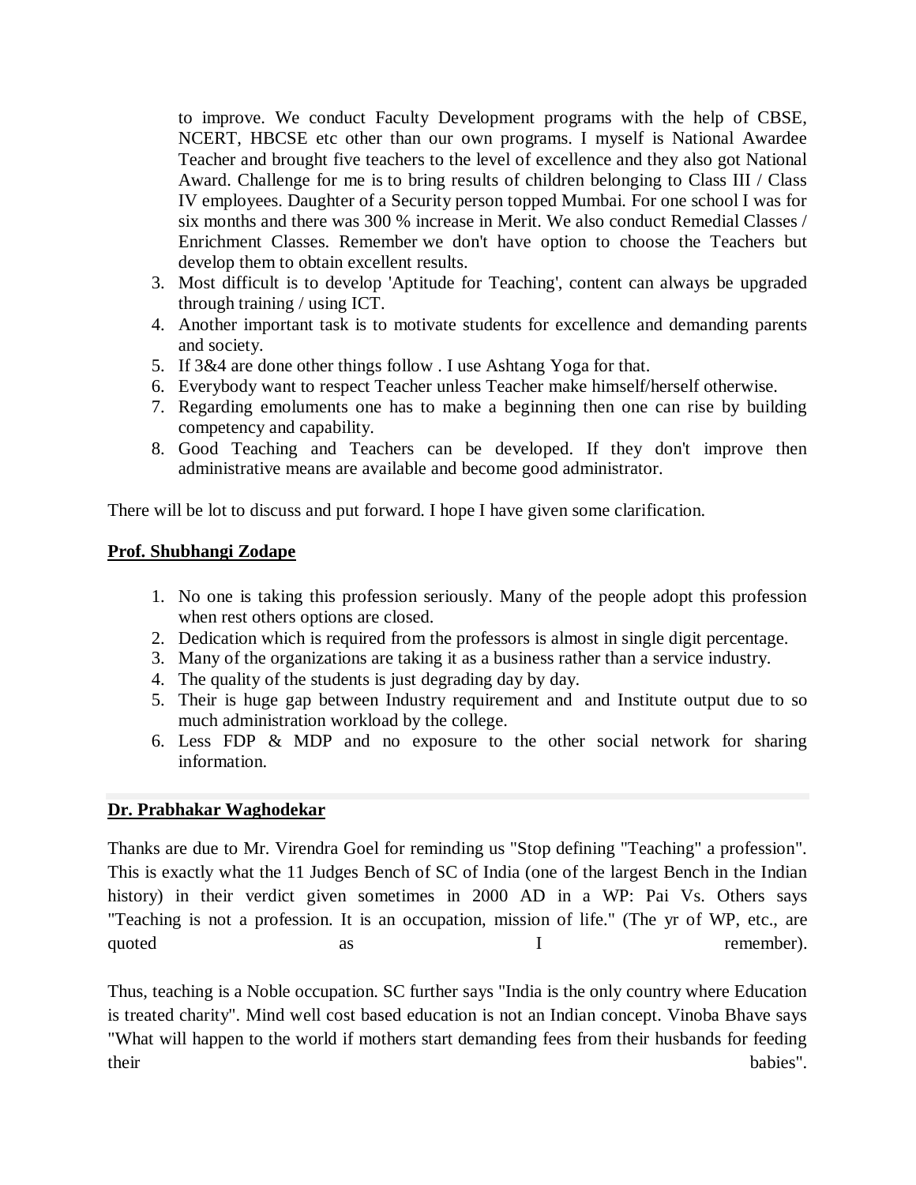to improve. We conduct Faculty Development programs with the help of CBSE, NCERT, HBCSE etc other than our own programs. I myself is National Awardee Teacher and brought five teachers to the level of excellence and they also got National Award. Challenge for me is to bring results of children belonging to Class III / Class IV employees. Daughter of a Security person topped Mumbai. For one school I was for six months and there was 300 % increase in Merit. We also conduct Remedial Classes / Enrichment Classes. Remember we don't have option to choose the Teachers but develop them to obtain excellent results.

3. Most difficult is to develop 'Aptitude for Teaching', content can always be upgraded through training / using ICT.
4. Another important task is to motivate students for excellence and demanding parents and society.
5. If 3&4 are done other things follow . I use Ashtang Yoga for that.
6. Everybody want to respect Teacher unless Teacher make himself/herself otherwise.
7. Regarding emoluments one has to make a beginning then one can rise by building competency and capability.
8. Good Teaching and Teachers can be developed. If they don't improve then administrative means are available and become good administrator.

There will be lot to discuss and put forward. I hope I have given some clarification.

**Prof. Shubhangi Zodape**

1. No one is taking this profession seriously. Many of the people adopt this profession when rest others options are closed.
2. Dedication which is required from the professors is almost in single digit percentage.
3. Many of the organizations are taking it as a business rather than a service industry.
4. The quality of the students is just degrading day by day.
5. Their is huge gap between Industry requirement and and Institute output due to so much administration workload by the college.
6. Less FDP & MDP and no exposure to the other social network for sharing information.

---

**Dr. Prabhakar Waghodekar**

Thanks are due to Mr. Virendra Goel for reminding us "Stop defining "Teaching" a profession". This is exactly what the 11 Judges Bench of SC of India (one of the largest Bench in the Indian history) in their verdict given sometimes in 2000 AD in a WP: Pai Vs. Others says "Teaching is not a profession. It is an occupation, mission of life." (The yr of WP, etc., are quoted as I remember).

Thus, teaching is a Noble occupation. SC further says "India is the only country where Education is treated charity". Mind well cost based education is not an Indian concept. Vinoba Bhave says "What will happen to the world if mothers start demanding fees from their husbands for feeding their babies".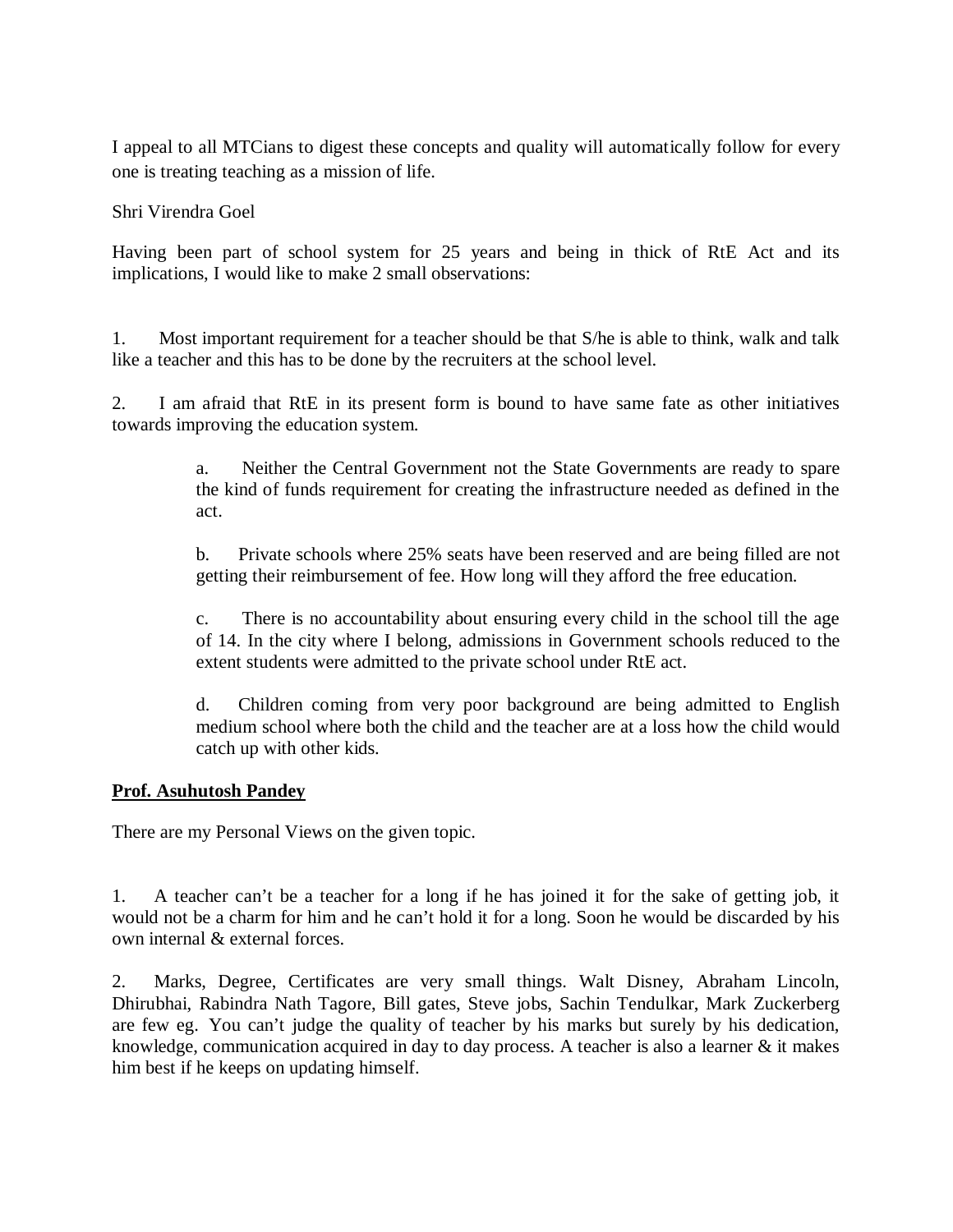I appeal to all MTCians to digest these concepts and quality will automatically follow for every one is treating teaching as a mission of life.

Shri Virendra Goel

Having been part of school system for 25 years and being in thick of RtE Act and its implications, I would like to make 2 small observations:

1. Most important requirement for a teacher should be that S/he is able to think, walk and talk like a teacher and this has to be done by the recruiters at the school level.

2. I am afraid that RtE in its present form is bound to have same fate as other initiatives towards improving the education system.

   a. Neither the Central Government not the State Governments are ready to spare the kind of funds requirement for creating the infrastructure needed as defined in the act.

   b. Private schools where 25% seats have been reserved and are being filled are not getting their reimbursement of fee. How long will they afford the free education.

   c. There is no accountability about ensuring every child in the school till the age of 14. In the city where I belong, admissions in Government schools reduced to the extent students were admitted to the private school under RtE act.

   d. Children coming from very poor background are being admitted to English medium school where both the child and the teacher are at a loss how the child would catch up with other kids.

**Prof. Asuhutosh Pandey**

There are my Personal Views on the given topic.

1. A teacher can't be a teacher for a long if he has joined it for the sake of getting job, it would not be a charm for him and he can't hold it for a long. Soon he would be discarded by his own internal & external forces.

2. Marks, Degree, Certificates are very small things. Walt Disney, Abraham Lincoln, Dhirubhai, Rabindra Nath Tagore, Bill gates, Steve jobs, Sachin Tendulkar, Mark Zuckerberg are few eg. You can't judge the quality of teacher by his marks but surely by his dedication, knowledge, communication acquired in day to day process. A teacher is also a learner & it makes him best if he keeps on updating himself.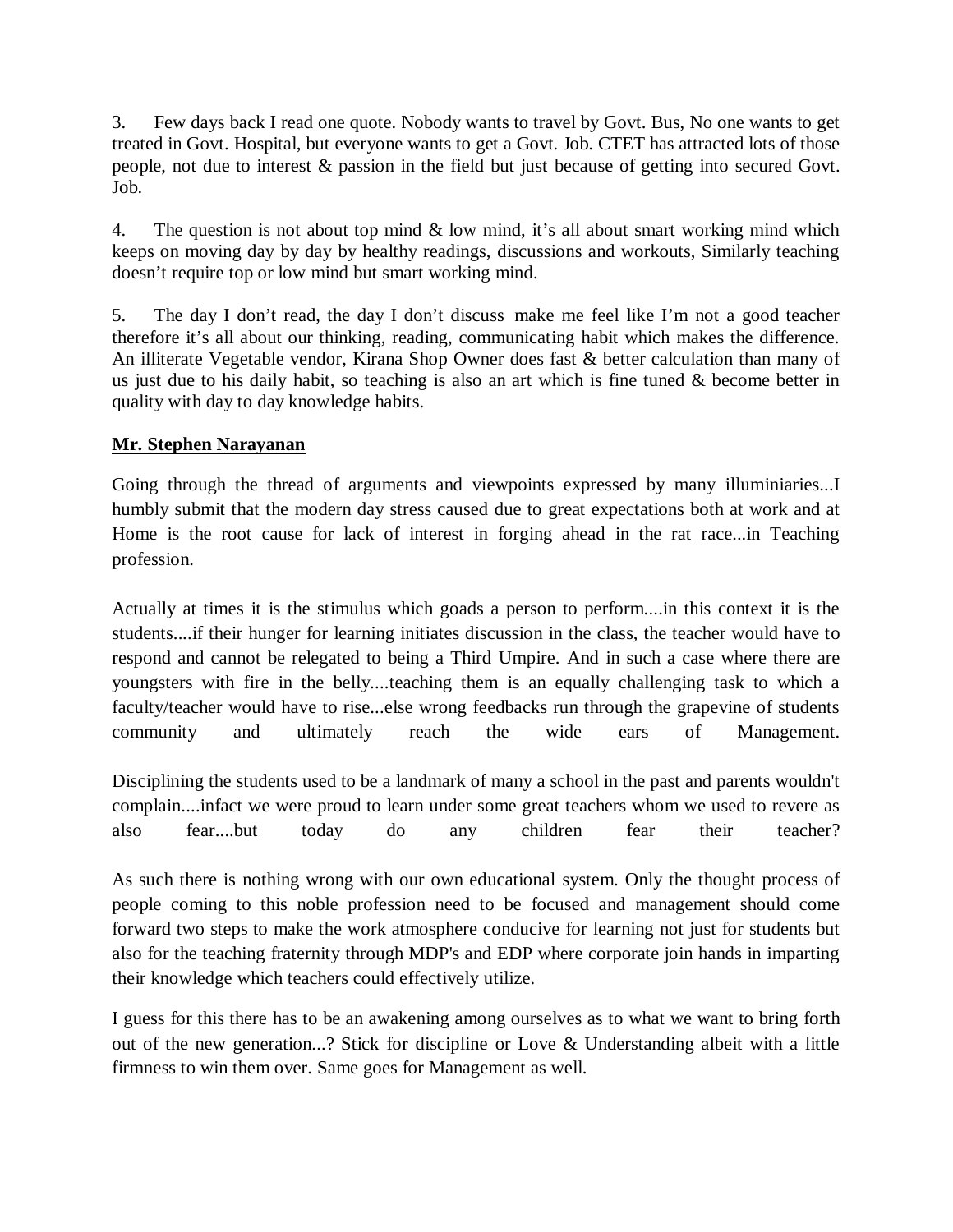3. Few days back I read one quote. Nobody wants to travel by Govt. Bus, No one wants to get treated in Govt. Hospital, but everyone wants to get a Govt. Job. CTET has attracted lots of those people, not due to interest & passion in the field but just because of getting into secured Govt. Job.

4. The question is not about top mind & low mind, it's all about smart working mind which keeps on moving day by day by healthy readings, discussions and workouts, Similarly teaching doesn't require top or low mind but smart working mind.

5. The day I don't read, the day I don't discuss make me feel like I'm not a good teacher therefore it's all about our thinking, reading, communicating habit which makes the difference. An illiterate Vegetable vendor, Kirana Shop Owner does fast & better calculation than many of us just due to his daily habit, so teaching is also an art which is fine tuned & become better in quality with day to day knowledge habits.

**Mr. Stephen Narayanan**

Going through the thread of arguments and viewpoints expressed by many illuminiaries...I humbly submit that the modern day stress caused due to great expectations both at work and at Home is the root cause for lack of interest in forging ahead in the rat race...in Teaching profession.

Actually at times it is the stimulus which goads a person to perform....in this context it is the students....if their hunger for learning initiates discussion in the class, the teacher would have to respond and cannot be relegated to being a Third Umpire. And in such a case where there are youngsters with fire in the belly....teaching them is an equally challenging task to which a faculty/teacher would have to rise...else wrong feedbacks run through the grapevine of students community and ultimately reach the wide ears of Management.

Disciplining the students used to be a landmark of many a school in the past and parents wouldn't complain....infact we were proud to learn under some great teachers whom we used to revere as also fear....but today do any children fear their teacher?

As such there is nothing wrong with our own educational system. Only the thought process of people coming to this noble profession need to be focused and management should come forward two steps to make the work atmosphere conducive for learning not just for students but also for the teaching fraternity through MDP's and EDP where corporate join hands in imparting their knowledge which teachers could effectively utilize.

I guess for this there has to be an awakening among ourselves as to what we want to bring forth out of the new generation...? Stick for discipline or Love & Understanding albeit with a little firmness to win them over. Same goes for Management as well.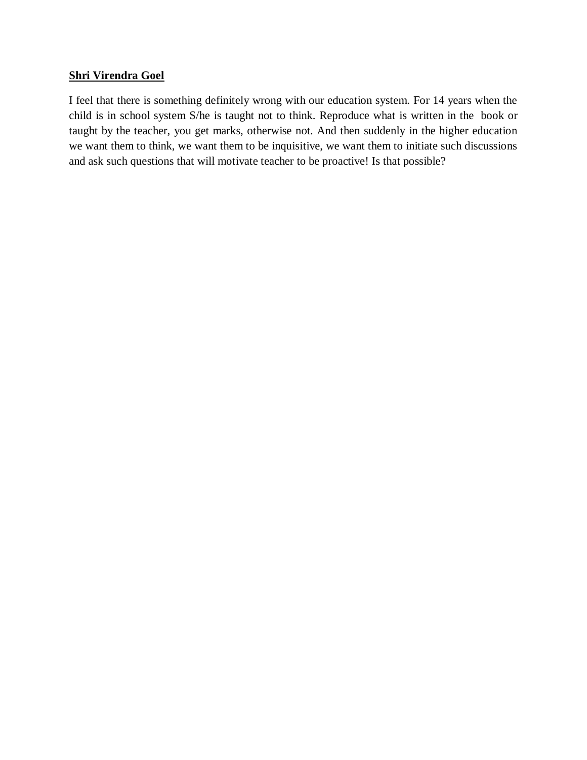**<u>Shri Virendra Goel</u>**

I feel that there is something definitely wrong with our education system. For 14 years when the child is in school system S/he is taught not to think. Reproduce what is written in the book or taught by the teacher, you get marks, otherwise not. And then suddenly in the higher education we want them to think, we want them to be inquisitive, we want them to initiate such discussions and ask such questions that will motivate teacher to be proactive! Is that possible?